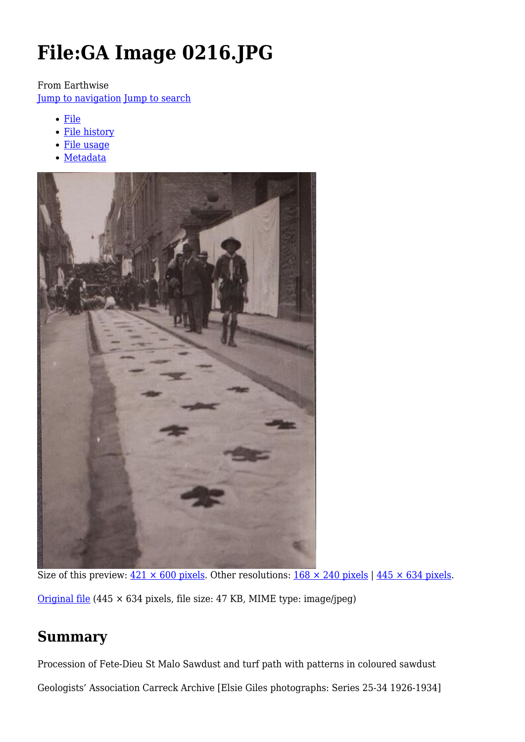# File:GA Image 0216.JPG

From Earthwise

Jump to navigation Jump to search

- File
- File history
- File usage
- Metadata

Size of this preview: 421 × 600 pixels. Other resolutions: 168 × 240 pixels | 445 × 634 pixels.

Original file (445 × 634 pixels, file size: 47 KB, MIME type: image/jpeg)

## Summary

Procession of Fete-Dieu St Malo Sawdust and turf path with patterns in coloured sawdust

Geologists’ Association Carreck Archive [Elsie Giles photographs: Series 25-34 1926-1934]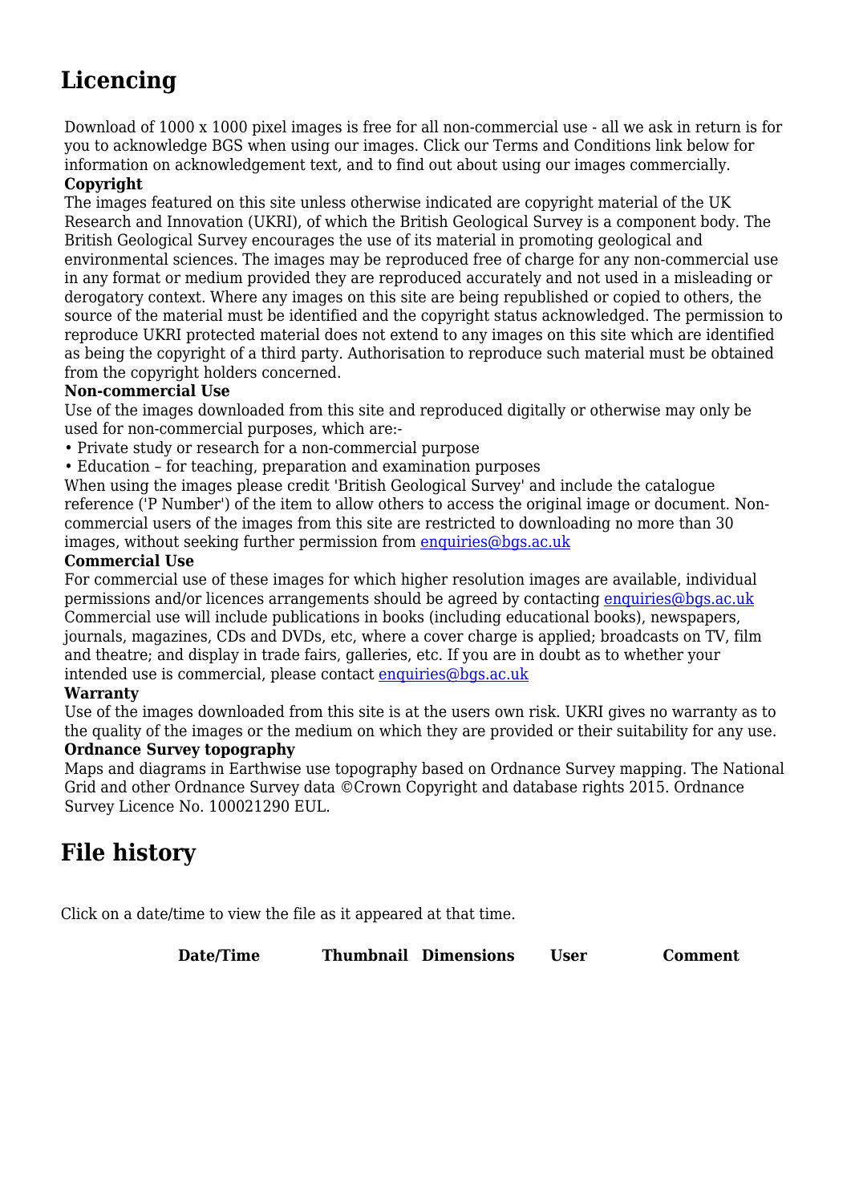## Licencing

Download of 1000 x 1000 pixel images is free for all non-commercial use - all we ask in return is for you to acknowledge BGS when using our images. Click our Terms and Conditions link below for information on acknowledgement text, and to find out about using our images commercially.

**Copyright**

The images featured on this site unless otherwise indicated are copyright material of the UK Research and Innovation (UKRI), of which the British Geological Survey is a component body. The British Geological Survey encourages the use of its material in promoting geological and environmental sciences. The images may be reproduced free of charge for any non-commercial use in any format or medium provided they are reproduced accurately and not used in a misleading or derogatory context. Where any images on this site are being republished or copied to others, the source of the material must be identified and the copyright status acknowledged. The permission to reproduce UKRI protected material does not extend to any images on this site which are identified as being the copyright of a third party. Authorisation to reproduce such material must be obtained from the copyright holders concerned.

**Non-commercial Use**

Use of the images downloaded from this site and reproduced digitally or otherwise may only be used for non-commercial purposes, which are:-

- Private study or research for a non-commercial purpose
- Education – for teaching, preparation and examination purposes

When using the images please credit 'British Geological Survey' and include the catalogue reference ('P Number') of the item to allow others to access the original image or document. Non-commercial users of the images from this site are restricted to downloading no more than 30 images, without seeking further permission from enquiries@bgs.ac.uk

**Commercial Use**

For commercial use of these images for which higher resolution images are available, individual permissions and/or licences arrangements should be agreed by contacting enquiries@bgs.ac.uk Commercial use will include publications in books (including educational books), newspapers, journals, magazines, CDs and DVDs, etc, where a cover charge is applied; broadcasts on TV, film and theatre; and display in trade fairs, galleries, etc. If you are in doubt as to whether your intended use is commercial, please contact enquiries@bgs.ac.uk

**Warranty**

Use of the images downloaded from this site is at the users own risk. UKRI gives no warranty as to the quality of the images or the medium on which they are provided or their suitability for any use.

**Ordnance Survey topography**

Maps and diagrams in Earthwise use topography based on Ordnance Survey mapping. The National Grid and other Ordnance Survey data ©Crown Copyright and database rights 2015. Ordnance Survey Licence No. 100021290 EUL.

## File history

Click on a date/time to view the file as it appeared at that time.

| | Date/Time | Thumbnail | Dimensions | User | Comment |
|---|---|---|---|---|---|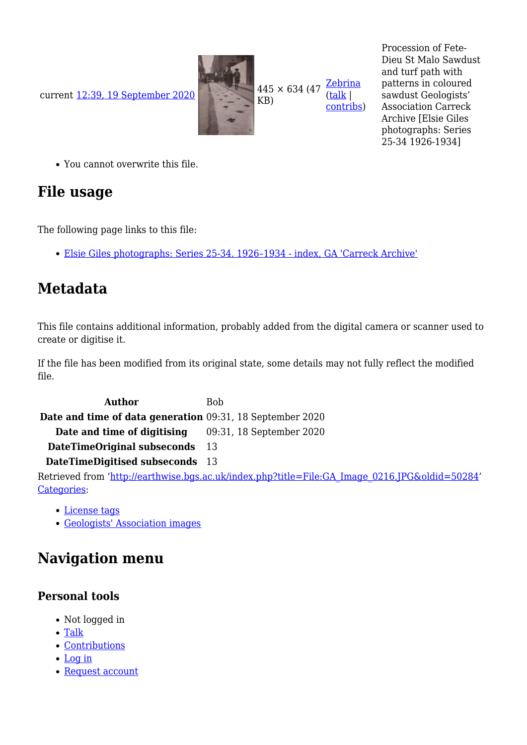| | | | | |
|---|---|---|---|---|
| current 12:39, 19 September 2020 | | 445 × 634 (47 KB) | Zebrina (talk \| contribs) | Procession of Fete-Dieu St Malo Sawdust and turf path with patterns in coloured sawdust Geologists' Association Carreck Archive [Elsie Giles photographs: Series 25-34 1926-1934] |

- You cannot overwrite this file.

## File usage

The following page links to this file:

- Elsie Giles photographs: Series 25-34. 1926–1934 - index, GA 'Carreck Archive'

## Metadata

This file contains additional information, probably added from the digital camera or scanner used to create or digitise it.

If the file has been modified from its original state, some details may not fully reflect the modified file.

| | |
|---|---|
| **Author** | Bob |
| **Date and time of data generation** | 09:31, 18 September 2020 |
| **Date and time of digitising** | 09:31, 18 September 2020 |
| **DateTimeOriginal subseconds** | 13 |
| **DateTimeDigitised subseconds** | 13 |

Retrieved from 'http://earthwise.bgs.ac.uk/index.php?title=File:GA_Image_0216.JPG&oldid=50284'
Categories:

- License tags
- Geologists' Association images

## Navigation menu

### Personal tools

- Not logged in
- Talk
- Contributions
- Log in
- Request account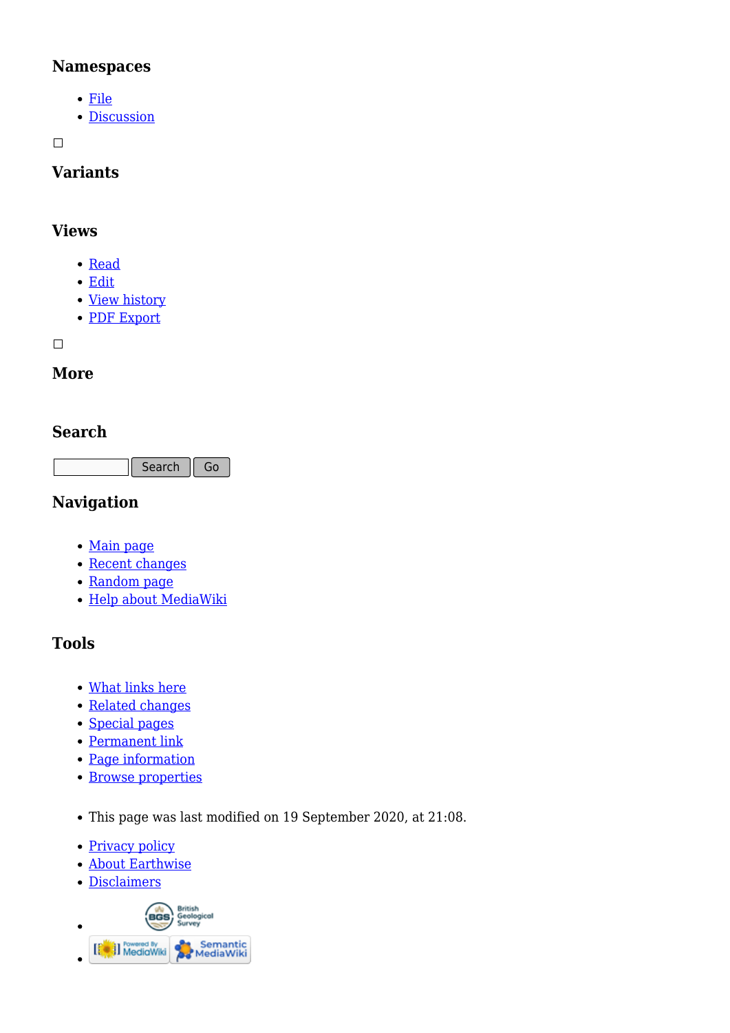## Namespaces

- File
- Discussion

## Variants

## Views

- Read
- Edit
- View history
- PDF Export

## More

## Search

Search Go

## Navigation

- Main page
- Recent changes
- Random page
- Help about MediaWiki

## Tools

- What links here
- Related changes
- Special pages
- Permanent link
- Page information
- Browse properties

- This page was last modified on 19 September 2020, at 21:08.

- Privacy policy
- About Earthwise
- Disclaimers